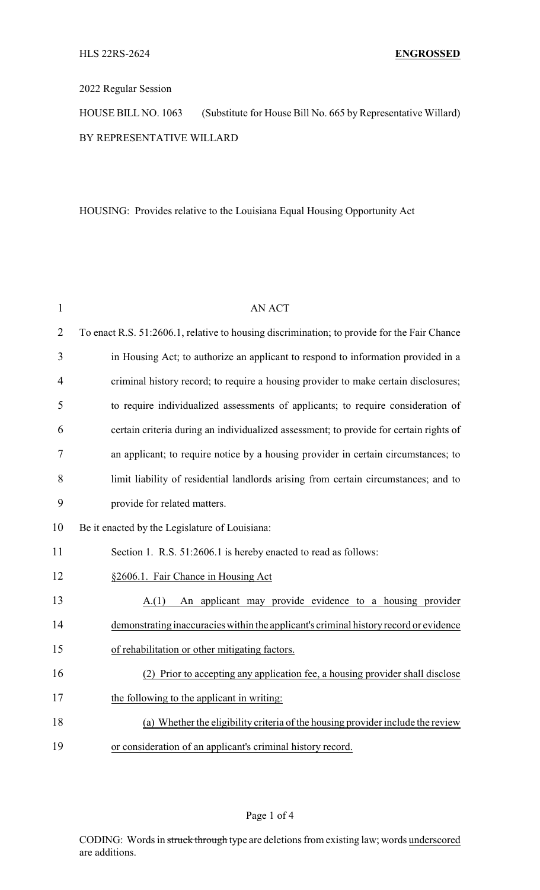HLS 22RS-2624 **ENGROSSED**

2022 Regular Session

HOUSE BILL NO. 1063 (Substitute for House Bill No. 665 by Representative Willard)

BY REPRESENTATIVE WILLARD

HOUSING: Provides relative to the Louisiana Equal Housing Opportunity Act

AN ACT

To enact R.S. 51:2606.1, relative to housing discrimination; to provide for the Fair Chance in Housing Act; to authorize an applicant to respond to information provided in a criminal history record; to require a housing provider to make certain disclosures; to require individualized assessments of applicants; to require consideration of certain criteria during an individualized assessment; to provide for certain rights of an applicant; to require notice by a housing provider in certain circumstances; to limit liability of residential landlords arising from certain circumstances; and to provide for related matters.

Be it enacted by the Legislature of Louisiana:

Section 1. R.S. 51:2606.1 is hereby enacted to read as follows:

§2606.1. Fair Chance in Housing Act

A.(1) An applicant may provide evidence to a housing provider demonstrating inaccuracies within the applicant's criminal history record or evidence of rehabilitation or other mitigating factors.

(2) Prior to accepting any application fee, a housing provider shall disclose the following to the applicant in writing:

(a) Whether the eligibility criteria of the housing provider include the review or consideration of an applicant's criminal history record.

CODING: Words in ~~struck through~~ type are deletions from existing law; words underscored are additions.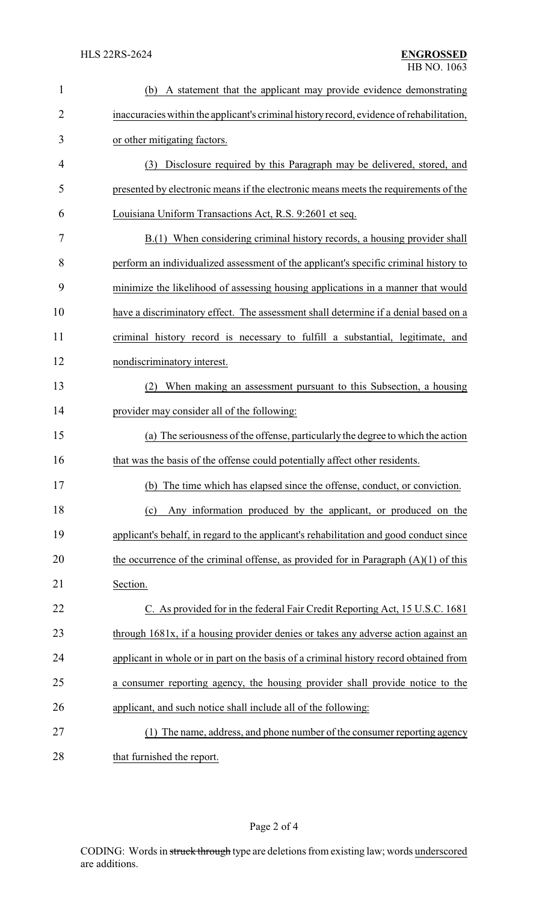(b) A statement that the applicant may provide evidence demonstrating inaccuracies within the applicant's criminal history record, evidence of rehabilitation, or other mitigating factors.

(3) Disclosure required by this Paragraph may be delivered, stored, and presented by electronic means if the electronic means meets the requirements of the Louisiana Uniform Transactions Act, R.S. 9:2601 et seq.

B.(1) When considering criminal history records, a housing provider shall perform an individualized assessment of the applicant's specific criminal history to minimize the likelihood of assessing housing applications in a manner that would have a discriminatory effect. The assessment shall determine if a denial based on a criminal history record is necessary to fulfill a substantial, legitimate, and nondiscriminatory interest.

(2) When making an assessment pursuant to this Subsection, a housing provider may consider all of the following:

(a) The seriousness of the offense, particularly the degree to which the action that was the basis of the offense could potentially affect other residents.

(b) The time which has elapsed since the offense, conduct, or conviction.

(c) Any information produced by the applicant, or produced on the applicant's behalf, in regard to the applicant's rehabilitation and good conduct since the occurrence of the criminal offense, as provided for in Paragraph (A)(1) of this Section.

C. As provided for in the federal Fair Credit Reporting Act, 15 U.S.C. 1681 through 1681x, if a housing provider denies or takes any adverse action against an applicant in whole or in part on the basis of a criminal history record obtained from a consumer reporting agency, the housing provider shall provide notice to the applicant, and such notice shall include all of the following:

(1) The name, address, and phone number of the consumer reporting agency that furnished the report.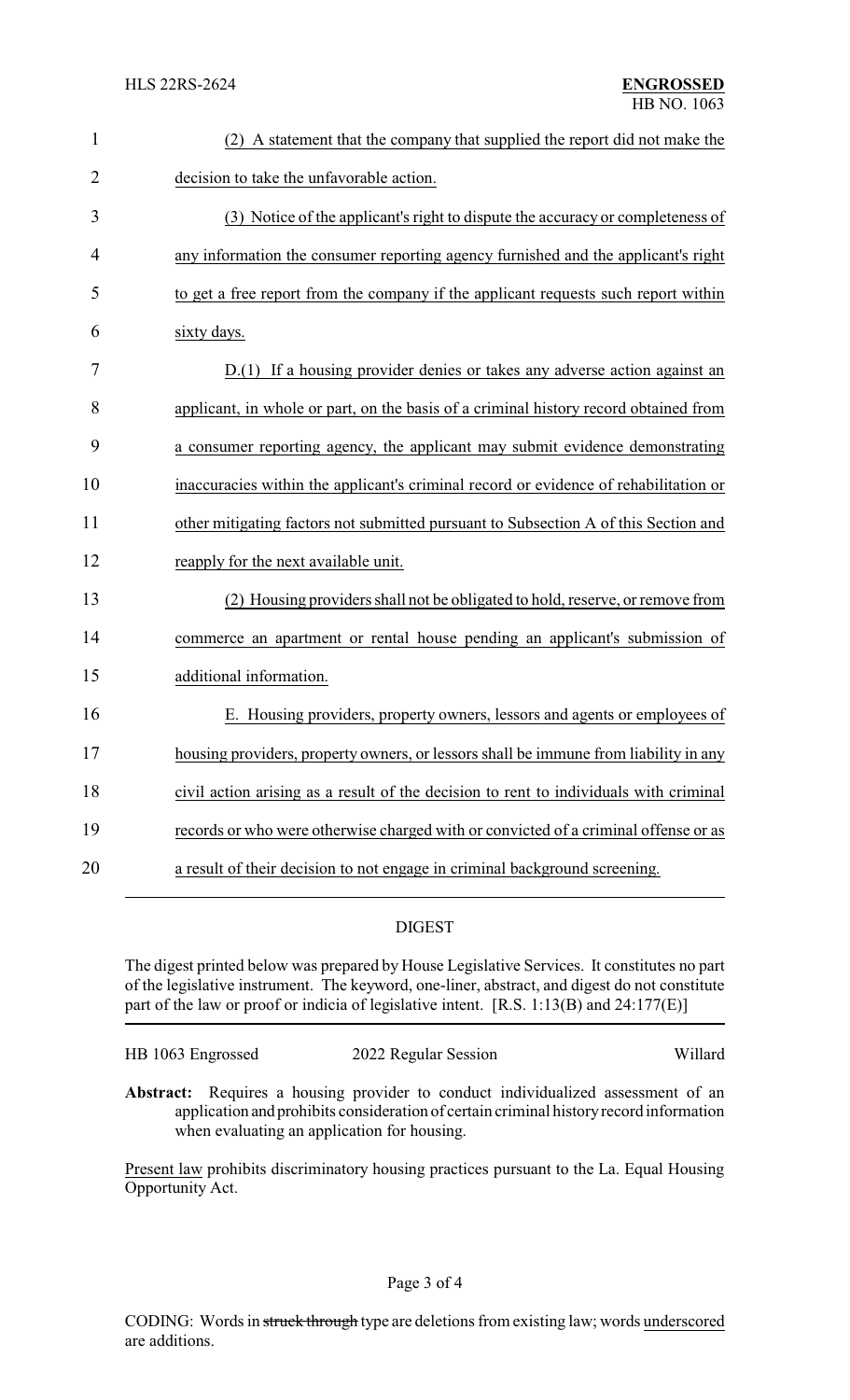(2) A statement that the company that supplied the report did not make the decision to take the unfavorable action.

(3) Notice of the applicant's right to dispute the accuracy or completeness of any information the consumer reporting agency furnished and the applicant's right to get a free report from the company if the applicant requests such report within sixty days.

D.(1) If a housing provider denies or takes any adverse action against an applicant, in whole or part, on the basis of a criminal history record obtained from a consumer reporting agency, the applicant may submit evidence demonstrating inaccuracies within the applicant's criminal record or evidence of rehabilitation or other mitigating factors not submitted pursuant to Subsection A of this Section and reapply for the next available unit.

(2) Housing providers shall not be obligated to hold, reserve, or remove from commerce an apartment or rental house pending an applicant's submission of additional information.

E. Housing providers, property owners, lessors and agents or employees of housing providers, property owners, or lessors shall be immune from liability in any civil action arising as a result of the decision to rent to individuals with criminal records or who were otherwise charged with or convicted of a criminal offense or as a result of their decision to not engage in criminal background screening.

## DIGEST

The digest printed below was prepared by House Legislative Services. It constitutes no part of the legislative instrument. The keyword, one-liner, abstract, and digest do not constitute part of the law or proof or indicia of legislative intent. [R.S. 1:13(B) and 24:177(E)]

HB 1063 Engrossed 2022 Regular Session Willard

**Abstract:** Requires a housing provider to conduct individualized assessment of an application and prohibits consideration of certain criminal history record information when evaluating an application for housing.

Present law prohibits discriminatory housing practices pursuant to the La. Equal Housing Opportunity Act.

CODING: Words in ~~struck through~~ type are deletions from existing law; words underscored are additions.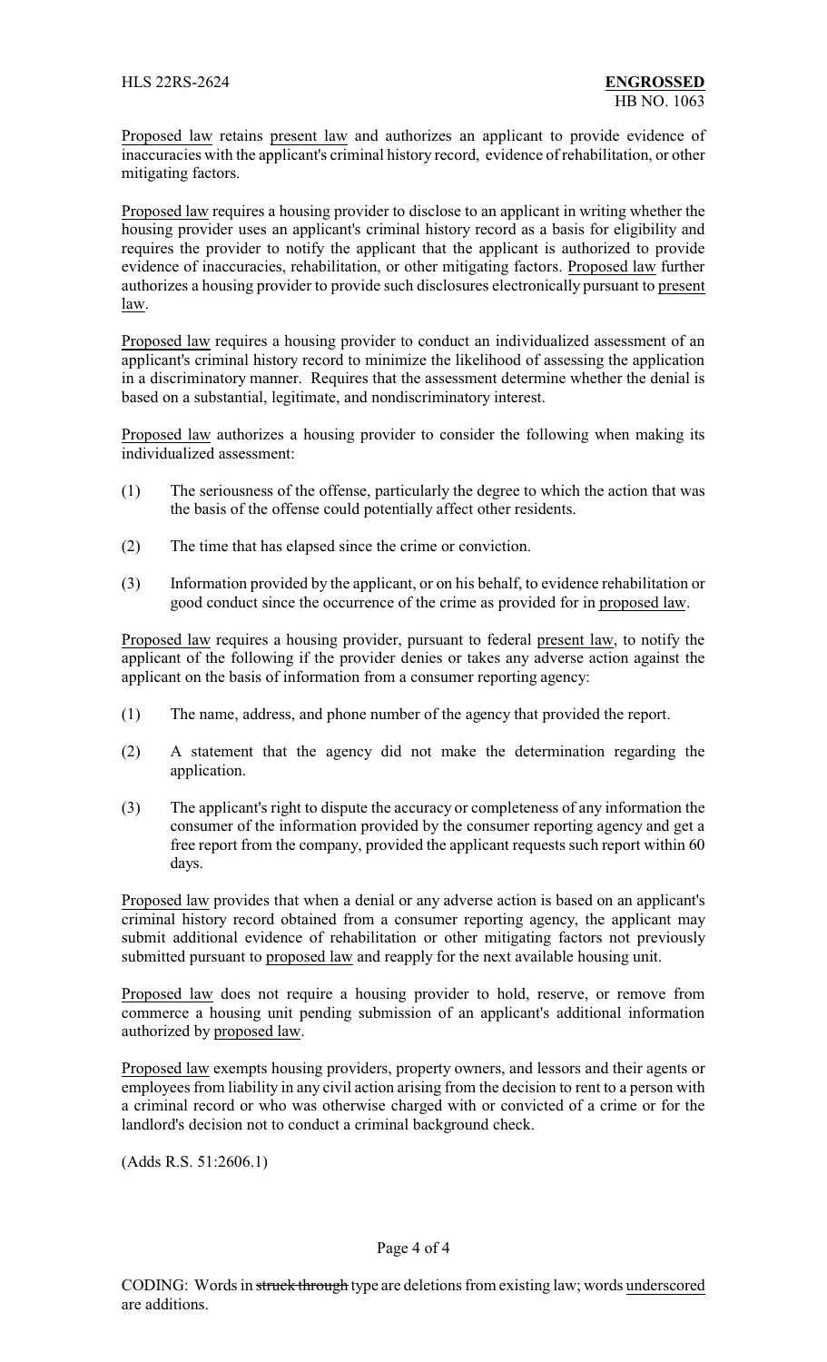Proposed law retains present law and authorizes an applicant to provide evidence of inaccuracies with the applicant's criminal history record, evidence of rehabilitation, or other mitigating factors.

Proposed law requires a housing provider to disclose to an applicant in writing whether the housing provider uses an applicant's criminal history record as a basis for eligibility and requires the provider to notify the applicant that the applicant is authorized to provide evidence of inaccuracies, rehabilitation, or other mitigating factors. Proposed law further authorizes a housing provider to provide such disclosures electronically pursuant to present law.

Proposed law requires a housing provider to conduct an individualized assessment of an applicant's criminal history record to minimize the likelihood of assessing the application in a discriminatory manner. Requires that the assessment determine whether the denial is based on a substantial, legitimate, and nondiscriminatory interest.

Proposed law authorizes a housing provider to consider the following when making its individualized assessment:

(1) The seriousness of the offense, particularly the degree to which the action that was the basis of the offense could potentially affect other residents.

(2) The time that has elapsed since the crime or conviction.

(3) Information provided by the applicant, or on his behalf, to evidence rehabilitation or good conduct since the occurrence of the crime as provided for in proposed law.

Proposed law requires a housing provider, pursuant to federal present law, to notify the applicant of the following if the provider denies or takes any adverse action against the applicant on the basis of information from a consumer reporting agency:

(1) The name, address, and phone number of the agency that provided the report.

(2) A statement that the agency did not make the determination regarding the application.

(3) The applicant's right to dispute the accuracy or completeness of any information the consumer of the information provided by the consumer reporting agency and get a free report from the company, provided the applicant requests such report within 60 days.

Proposed law provides that when a denial or any adverse action is based on an applicant's criminal history record obtained from a consumer reporting agency, the applicant may submit additional evidence of rehabilitation or other mitigating factors not previously submitted pursuant to proposed law and reapply for the next available housing unit.

Proposed law does not require a housing provider to hold, reserve, or remove from commerce a housing unit pending submission of an applicant's additional information authorized by proposed law.

Proposed law exempts housing providers, property owners, and lessors and their agents or employees from liability in any civil action arising from the decision to rent to a person with a criminal record or who was otherwise charged with or convicted of a crime or for the landlord's decision not to conduct a criminal background check.

(Adds R.S. 51:2606.1)